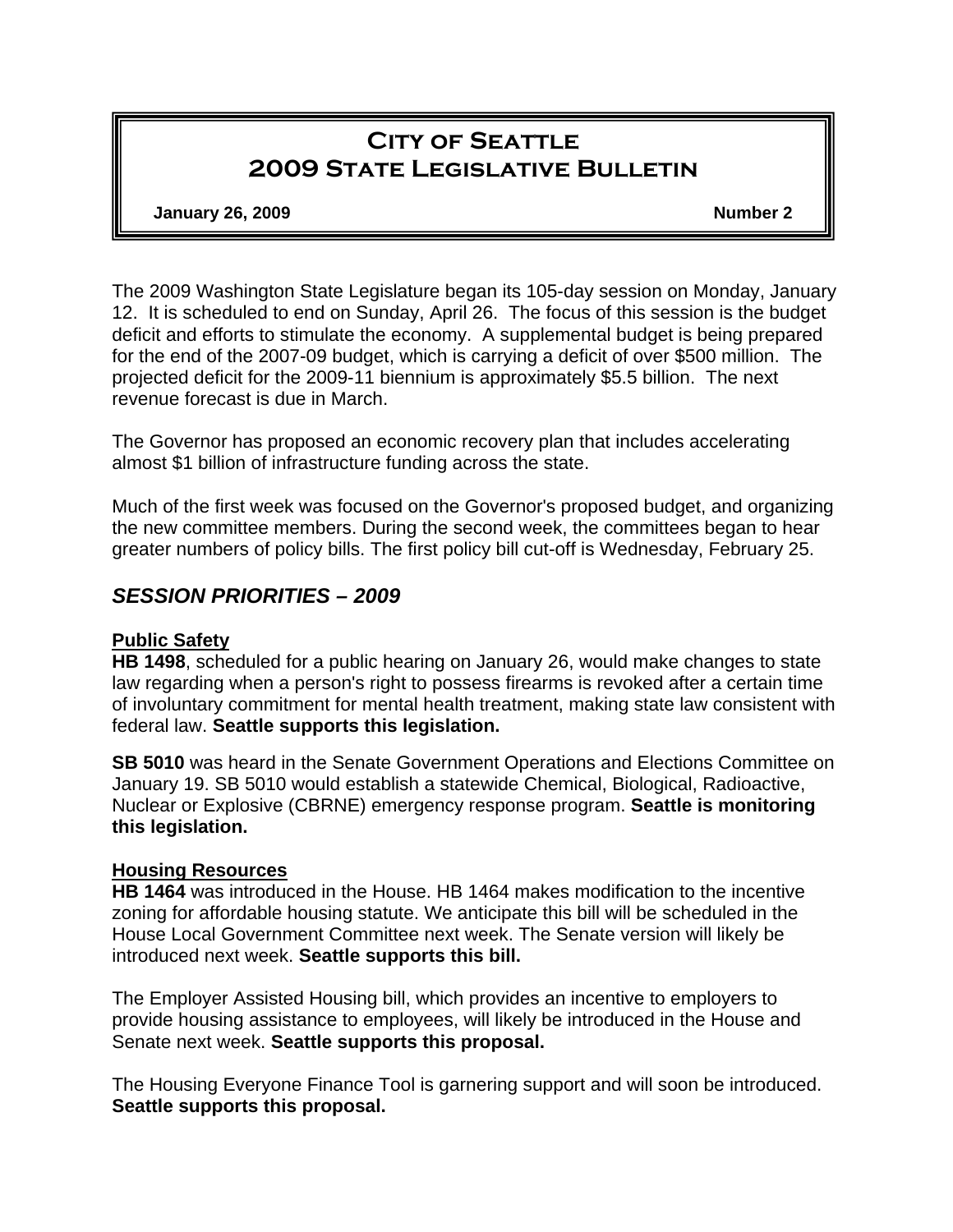# City of Seattle
# 2009 State Legislative Bulletin

**January 26, 2009** **Number 2**

The 2009 Washington State Legislature began its 105-day session on Monday, January 12. It is scheduled to end on Sunday, April 26. The focus of this session is the budget deficit and efforts to stimulate the economy. A supplemental budget is being prepared for the end of the 2007-09 budget, which is carrying a deficit of over $500 million. The projected deficit for the 2009-11 biennium is approximately $5.5 billion. The next revenue forecast is due in March.

The Governor has proposed an economic recovery plan that includes accelerating almost $1 billion of infrastructure funding across the state.

Much of the first week was focused on the Governor's proposed budget, and organizing the new committee members. During the second week, the committees began to hear greater numbers of policy bills. The first policy bill cut-off is Wednesday, February 25.

## *SESSION PRIORITIES – 2009*

### Public Safety

**HB 1498**, scheduled for a public hearing on January 26, would make changes to state law regarding when a person's right to possess firearms is revoked after a certain time of involuntary commitment for mental health treatment, making state law consistent with federal law. **Seattle supports this legislation.**

**SB 5010** was heard in the Senate Government Operations and Elections Committee on January 19. SB 5010 would establish a statewide Chemical, Biological, Radioactive, Nuclear or Explosive (CBRNE) emergency response program. **Seattle is monitoring this legislation.**

### Housing Resources

**HB 1464** was introduced in the House. HB 1464 makes modification to the incentive zoning for affordable housing statute. We anticipate this bill will be scheduled in the House Local Government Committee next week. The Senate version will likely be introduced next week. **Seattle supports this bill.**

The Employer Assisted Housing bill, which provides an incentive to employers to provide housing assistance to employees, will likely be introduced in the House and Senate next week. **Seattle supports this proposal.**

The Housing Everyone Finance Tool is garnering support and will soon be introduced. **Seattle supports this proposal.**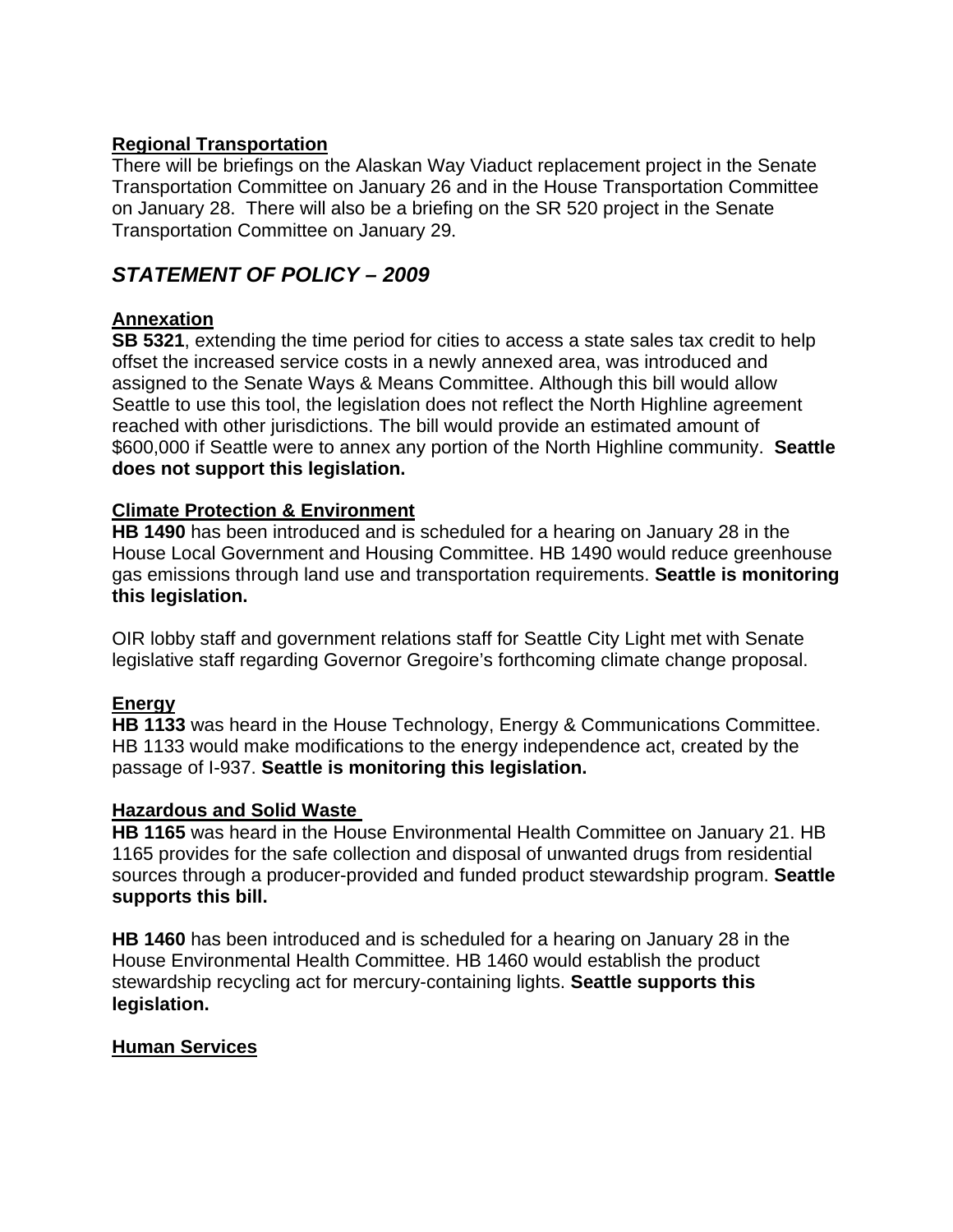**Regional Transportation**

There will be briefings on the Alaskan Way Viaduct replacement project in the Senate Transportation Committee on January 26 and in the House Transportation Committee on January 28. There will also be a briefing on the SR 520 project in the Senate Transportation Committee on January 29.

## ***STATEMENT OF POLICY – 2009***

**Annexation**

**SB 5321**, extending the time period for cities to access a state sales tax credit to help offset the increased service costs in a newly annexed area, was introduced and assigned to the Senate Ways & Means Committee. Although this bill would allow Seattle to use this tool, the legislation does not reflect the North Highline agreement reached with other jurisdictions. The bill would provide an estimated amount of $600,000 if Seattle were to annex any portion of the North Highline community. **Seattle does not support this legislation.**

**Climate Protection & Environment**

**HB 1490** has been introduced and is scheduled for a hearing on January 28 in the House Local Government and Housing Committee. HB 1490 would reduce greenhouse gas emissions through land use and transportation requirements. **Seattle is monitoring this legislation.**

OIR lobby staff and government relations staff for Seattle City Light met with Senate legislative staff regarding Governor Gregoire's forthcoming climate change proposal.

**Energy**

**HB 1133** was heard in the House Technology, Energy & Communications Committee. HB 1133 would make modifications to the energy independence act, created by the passage of I-937. **Seattle is monitoring this legislation.**

**Hazardous and Solid Waste**

**HB 1165** was heard in the House Environmental Health Committee on January 21. HB 1165 provides for the safe collection and disposal of unwanted drugs from residential sources through a producer-provided and funded product stewardship program. **Seattle supports this bill.**

**HB 1460** has been introduced and is scheduled for a hearing on January 28 in the House Environmental Health Committee. HB 1460 would establish the product stewardship recycling act for mercury-containing lights. **Seattle supports this legislation.**

**Human Services**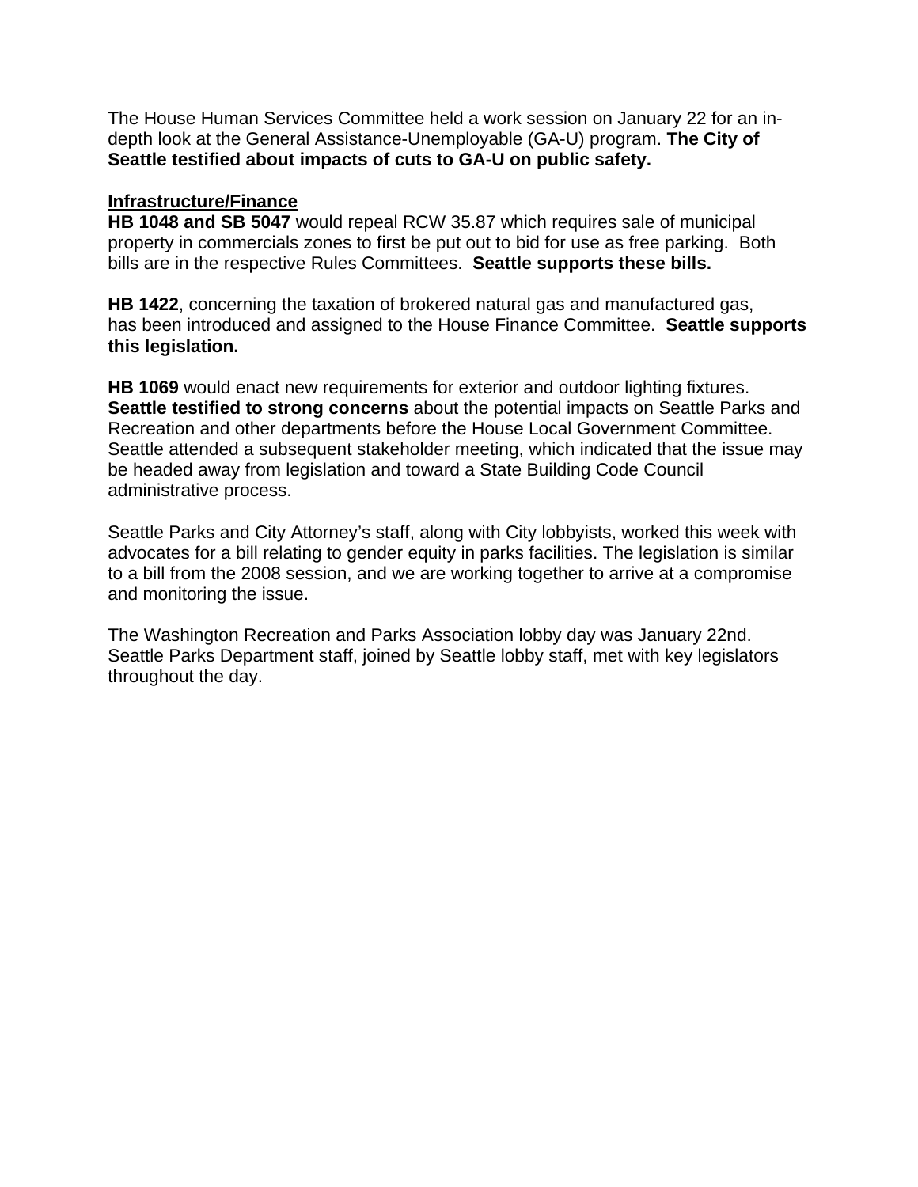The House Human Services Committee held a work session on January 22 for an in-depth look at the General Assistance-Unemployable (GA-U) program. **The City of Seattle testified about impacts of cuts to GA-U on public safety.**

**Infrastructure/Finance**

**HB 1048 and SB 5047** would repeal RCW 35.87 which requires sale of municipal property in commercials zones to first be put out to bid for use as free parking. Both bills are in the respective Rules Committees. **Seattle supports these bills.**

**HB 1422**, concerning the taxation of brokered natural gas and manufactured gas, has been introduced and assigned to the House Finance Committee. **Seattle supports this legislation.**

**HB 1069** would enact new requirements for exterior and outdoor lighting fixtures. **Seattle testified to strong concerns** about the potential impacts on Seattle Parks and Recreation and other departments before the House Local Government Committee. Seattle attended a subsequent stakeholder meeting, which indicated that the issue may be headed away from legislation and toward a State Building Code Council administrative process.

Seattle Parks and City Attorney's staff, along with City lobbyists, worked this week with advocates for a bill relating to gender equity in parks facilities. The legislation is similar to a bill from the 2008 session, and we are working together to arrive at a compromise and monitoring the issue.

The Washington Recreation and Parks Association lobby day was January 22nd. Seattle Parks Department staff, joined by Seattle lobby staff, met with key legislators throughout the day.